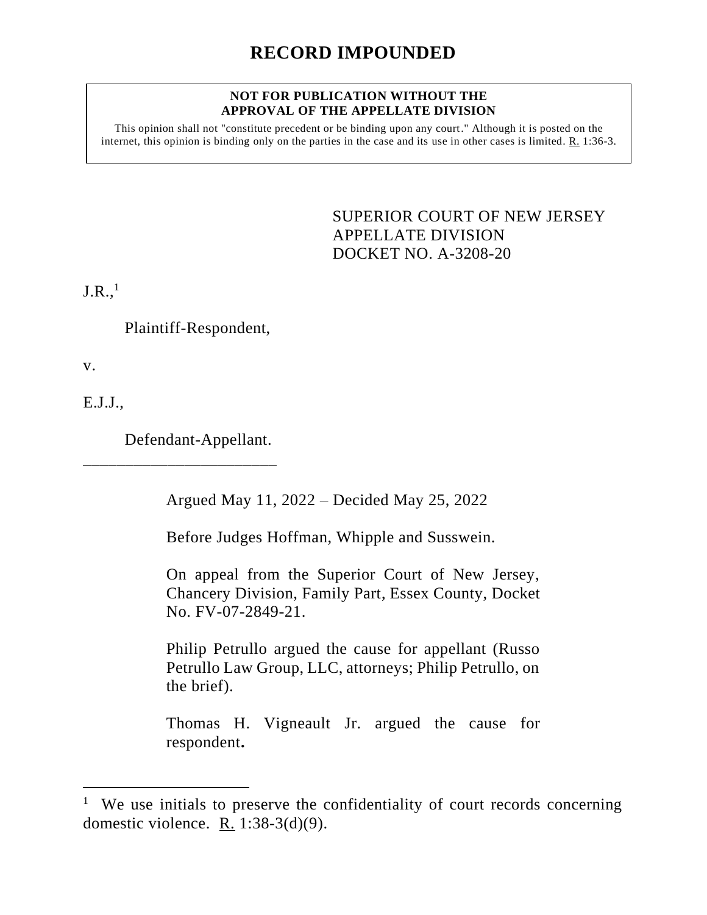# RECORD IMPOUNDED

**NOT FOR PUBLICATION WITHOUT THE APPROVAL OF THE APPELLATE DIVISION**

This opinion shall not "constitute precedent or be binding upon any court." Although it is posted on the internet, this opinion is binding only on the parties in the case and its use in other cases is limited. R. 1:36-3.

SUPERIOR COURT OF NEW JERSEY
APPELLATE DIVISION
DOCKET NO. A-3208-20

J.R.,[1]

Plaintiff-Respondent,

v.

E.J.J.,

Defendant-Appellant.

_______________________

Argued May 11, 2022 – Decided May 25, 2022

Before Judges Hoffman, Whipple and Susswein.

On appeal from the Superior Court of New Jersey, Chancery Division, Family Part, Essex County, Docket No. FV-07-2849-21.

Philip Petrullo argued the cause for appellant (Russo Petrullo Law Group, LLC, attorneys; Philip Petrullo, on the brief).

Thomas H. Vigneault Jr. argued the cause for respondent.

---

[1] We use initials to preserve the confidentiality of court records concerning domestic violence. R. 1:38-3(d)(9).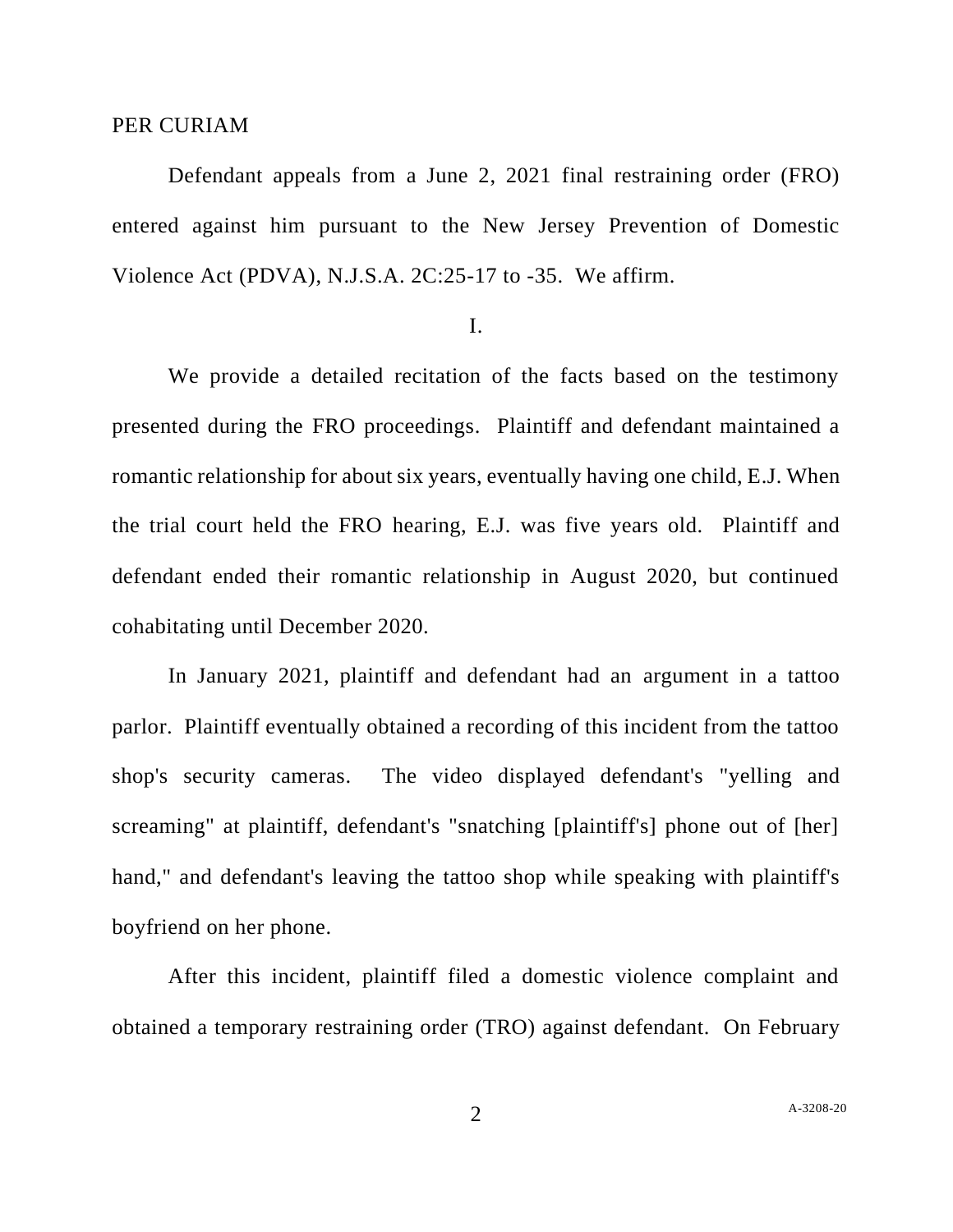PER CURIAM

Defendant appeals from a June 2, 2021 final restraining order (FRO) entered against him pursuant to the New Jersey Prevention of Domestic Violence Act (PDVA), N.J.S.A. 2C:25-17 to -35. We affirm.

I.

We provide a detailed recitation of the facts based on the testimony presented during the FRO proceedings. Plaintiff and defendant maintained a romantic relationship for about six years, eventually having one child, E.J. When the trial court held the FRO hearing, E.J. was five years old. Plaintiff and defendant ended their romantic relationship in August 2020, but continued cohabitating until December 2020.

In January 2021, plaintiff and defendant had an argument in a tattoo parlor. Plaintiff eventually obtained a recording of this incident from the tattoo shop's security cameras. The video displayed defendant's "yelling and screaming" at plaintiff, defendant's "snatching [plaintiff's] phone out of [her] hand," and defendant's leaving the tattoo shop while speaking with plaintiff's boyfriend on her phone.

After this incident, plaintiff filed a domestic violence complaint and obtained a temporary restraining order (TRO) against defendant. On February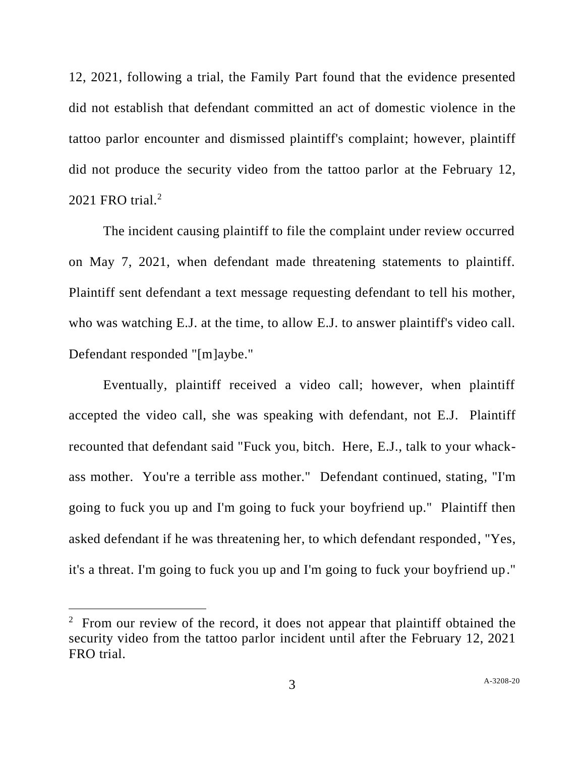12, 2021, following a trial, the Family Part found that the evidence presented did not establish that defendant committed an act of domestic violence in the tattoo parlor encounter and dismissed plaintiff's complaint; however, plaintiff did not produce the security video from the tattoo parlor at the February 12, 2021 FRO trial.[2]

The incident causing plaintiff to file the complaint under review occurred on May 7, 2021, when defendant made threatening statements to plaintiff. Plaintiff sent defendant a text message requesting defendant to tell his mother, who was watching E.J. at the time, to allow E.J. to answer plaintiff's video call. Defendant responded "[m]aybe."

Eventually, plaintiff received a video call; however, when plaintiff accepted the video call, she was speaking with defendant, not E.J. Plaintiff recounted that defendant said "Fuck you, bitch. Here, E.J., talk to your whack-ass mother. You're a terrible ass mother." Defendant continued, stating, "I'm going to fuck you up and I'm going to fuck your boyfriend up." Plaintiff then asked defendant if he was threatening her, to which defendant responded, "Yes, it's a threat. I'm going to fuck you up and I'm going to fuck your boyfriend up."

---

[2] From our review of the record, it does not appear that plaintiff obtained the security video from the tattoo parlor incident until after the February 12, 2021 FRO trial.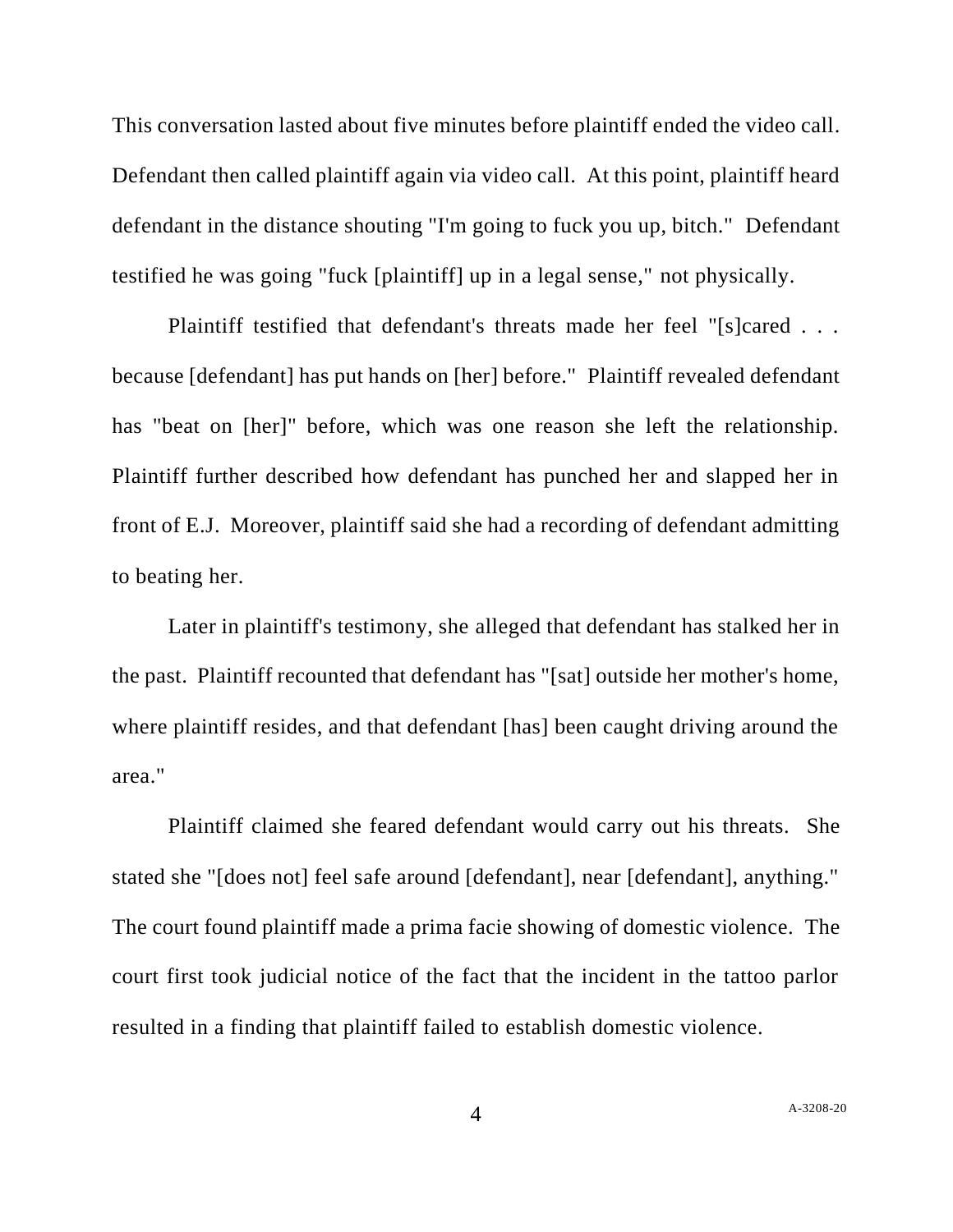This conversation lasted about five minutes before plaintiff ended the video call. Defendant then called plaintiff again via video call. At this point, plaintiff heard defendant in the distance shouting "I'm going to fuck you up, bitch." Defendant testified he was going "fuck [plaintiff] up in a legal sense," not physically.

Plaintiff testified that defendant's threats made her feel "[s]cared . . . because [defendant] has put hands on [her] before." Plaintiff revealed defendant has "beat on [her]" before, which was one reason she left the relationship. Plaintiff further described how defendant has punched her and slapped her in front of E.J. Moreover, plaintiff said she had a recording of defendant admitting to beating her.

Later in plaintiff's testimony, she alleged that defendant has stalked her in the past. Plaintiff recounted that defendant has "[sat] outside her mother's home, where plaintiff resides, and that defendant [has] been caught driving around the area."

Plaintiff claimed she feared defendant would carry out his threats. She stated she "[does not] feel safe around [defendant], near [defendant], anything." The court found plaintiff made a prima facie showing of domestic violence. The court first took judicial notice of the fact that the incident in the tattoo parlor resulted in a finding that plaintiff failed to establish domestic violence.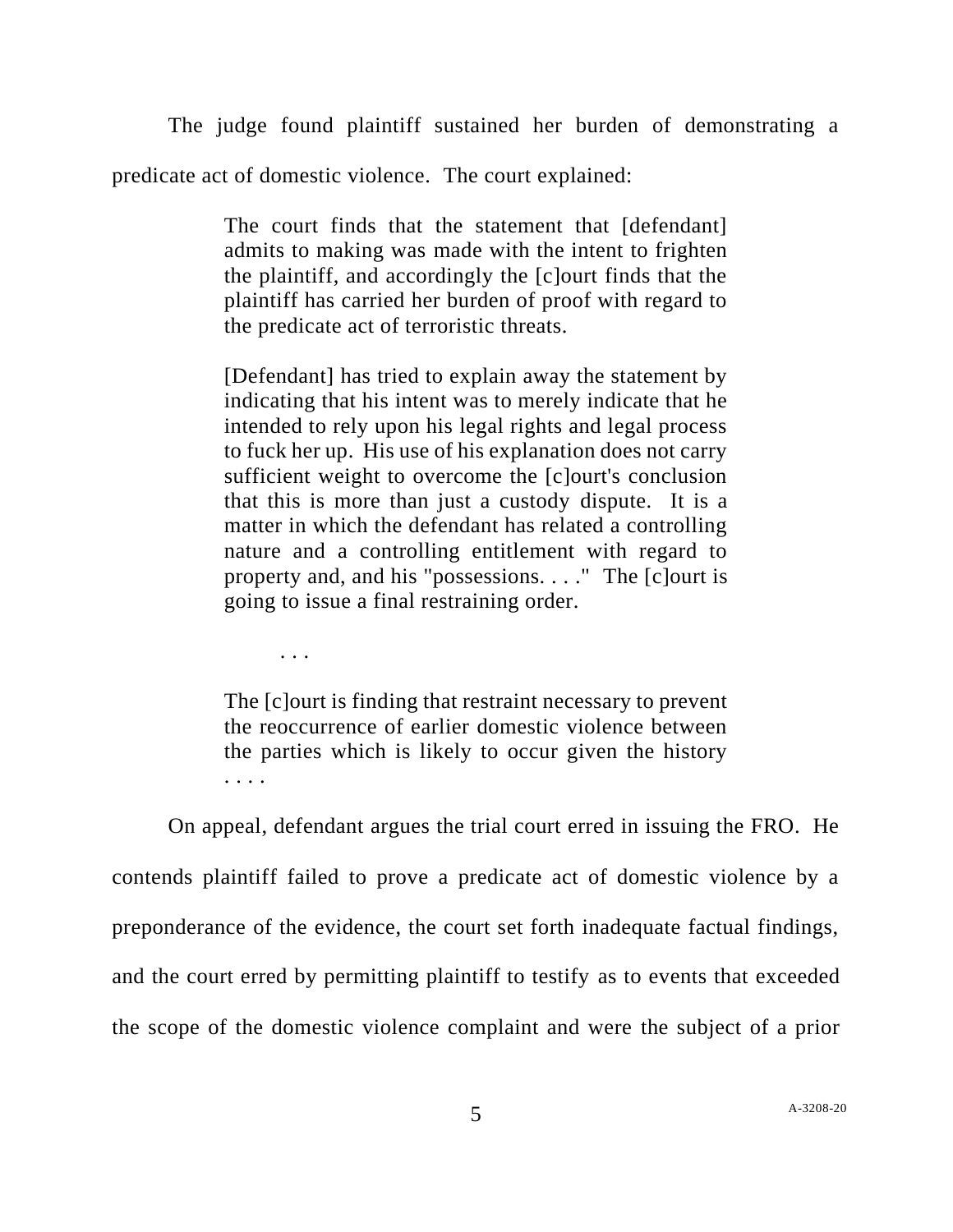The judge found plaintiff sustained her burden of demonstrating a predicate act of domestic violence. The court explained:

> The court finds that the statement that [defendant] admits to making was made with the intent to frighten the plaintiff, and accordingly the [c]ourt finds that the plaintiff has carried her burden of proof with regard to the predicate act of terroristic threats.
>
> [Defendant] has tried to explain away the statement by indicating that his intent was to merely indicate that he intended to rely upon his legal rights and legal process to fuck her up. His use of his explanation does not carry sufficient weight to overcome the [c]ourt's conclusion that this is more than just a custody dispute. It is a matter in which the defendant has related a controlling nature and a controlling entitlement with regard to property and, and his "possessions. . . ." The [c]ourt is going to issue a final restraining order.
>
> . . .
>
> The [c]ourt is finding that restraint necessary to prevent the reoccurrence of earlier domestic violence between the parties which is likely to occur given the history . . . .

On appeal, defendant argues the trial court erred in issuing the FRO. He contends plaintiff failed to prove a predicate act of domestic violence by a preponderance of the evidence, the court set forth inadequate factual findings, and the court erred by permitting plaintiff to testify as to events that exceeded the scope of the domestic violence complaint and were the subject of a prior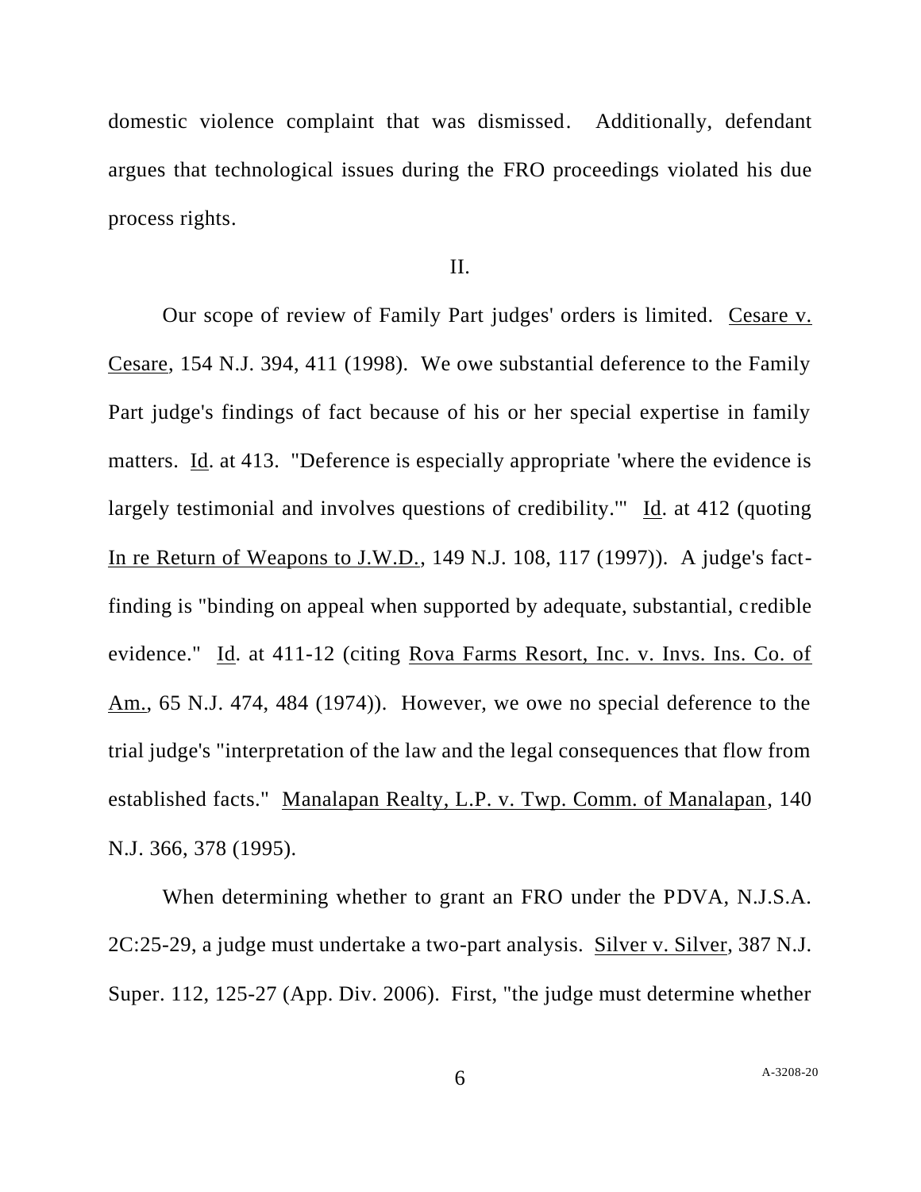domestic violence complaint that was dismissed. Additionally, defendant argues that technological issues during the FRO proceedings violated his due process rights.

## II.

Our scope of review of Family Part judges' orders is limited. Cesare v. Cesare, 154 N.J. 394, 411 (1998). We owe substantial deference to the Family Part judge's findings of fact because of his or her special expertise in family matters. Id. at 413. "Deference is especially appropriate 'where the evidence is largely testimonial and involves questions of credibility.'" Id. at 412 (quoting In re Return of Weapons to J.W.D., 149 N.J. 108, 117 (1997)). A judge's fact-finding is "binding on appeal when supported by adequate, substantial, credible evidence." Id. at 411-12 (citing Rova Farms Resort, Inc. v. Invs. Ins. Co. of Am., 65 N.J. 474, 484 (1974)). However, we owe no special deference to the trial judge's "interpretation of the law and the legal consequences that flow from established facts." Manalapan Realty, L.P. v. Twp. Comm. of Manalapan, 140 N.J. 366, 378 (1995).

When determining whether to grant an FRO under the PDVA, N.J.S.A. 2C:25-29, a judge must undertake a two-part analysis. Silver v. Silver, 387 N.J. Super. 112, 125-27 (App. Div. 2006). First, "the judge must determine whether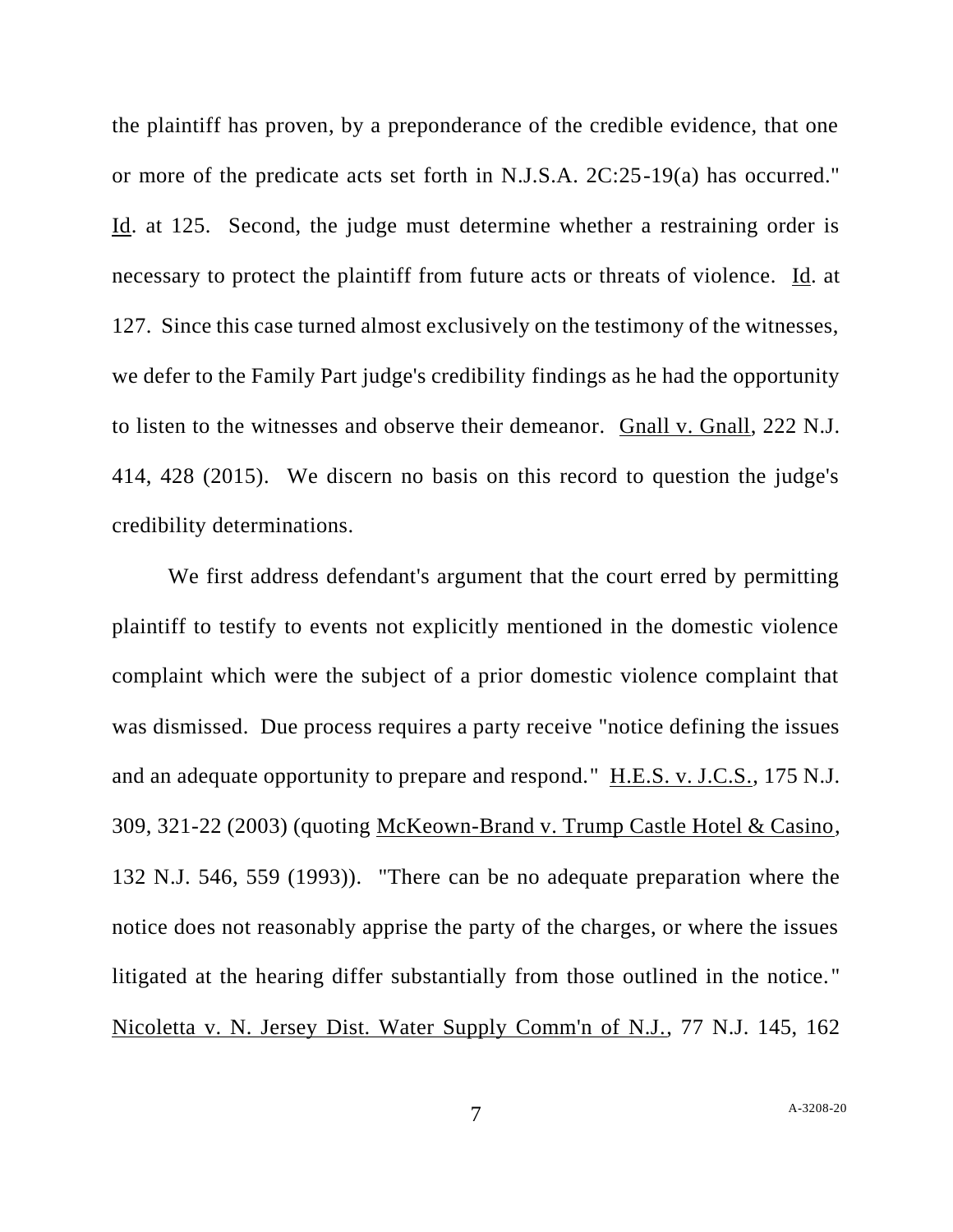the plaintiff has proven, by a preponderance of the credible evidence, that one or more of the predicate acts set forth in N.J.S.A. 2C:25-19(a) has occurred." Id. at 125. Second, the judge must determine whether a restraining order is necessary to protect the plaintiff from future acts or threats of violence. Id. at 127. Since this case turned almost exclusively on the testimony of the witnesses, we defer to the Family Part judge's credibility findings as he had the opportunity to listen to the witnesses and observe their demeanor. Gnall v. Gnall, 222 N.J. 414, 428 (2015). We discern no basis on this record to question the judge's credibility determinations.

We first address defendant's argument that the court erred by permitting plaintiff to testify to events not explicitly mentioned in the domestic violence complaint which were the subject of a prior domestic violence complaint that was dismissed. Due process requires a party receive "notice defining the issues and an adequate opportunity to prepare and respond." H.E.S. v. J.C.S., 175 N.J. 309, 321-22 (2003) (quoting McKeown-Brand v. Trump Castle Hotel & Casino, 132 N.J. 546, 559 (1993)). "There can be no adequate preparation where the notice does not reasonably apprise the party of the charges, or where the issues litigated at the hearing differ substantially from those outlined in the notice." Nicoletta v. N. Jersey Dist. Water Supply Comm'n of N.J., 77 N.J. 145, 162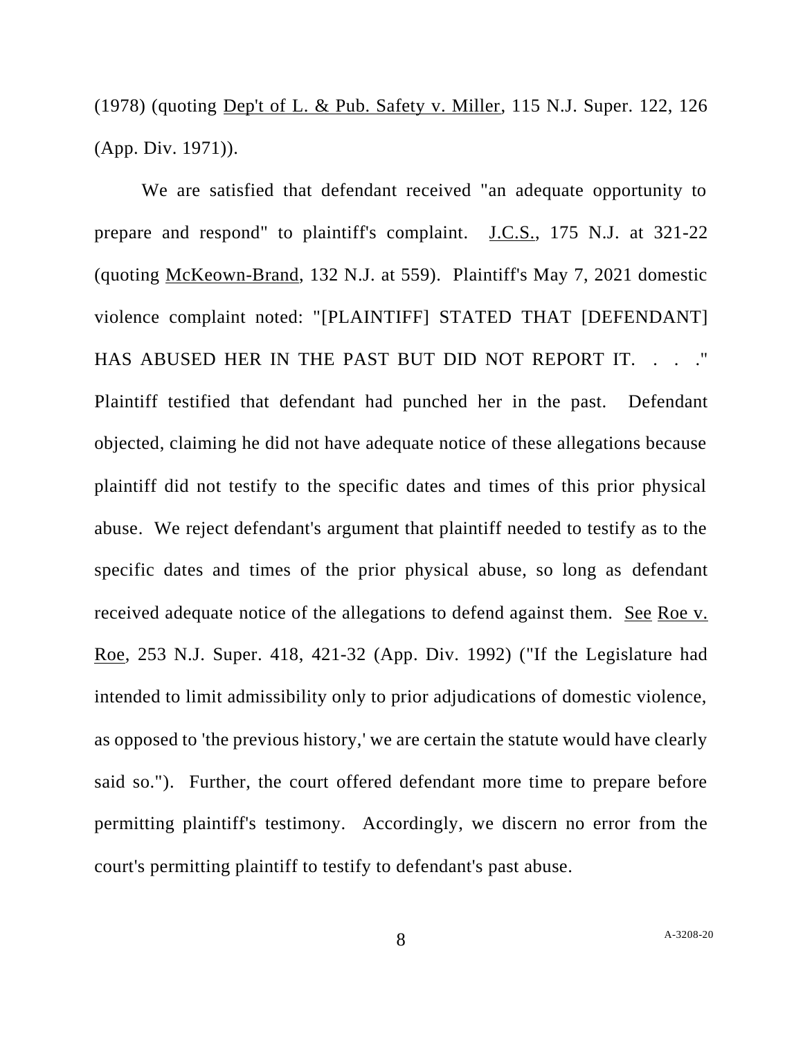(1978) (quoting Dep't of L. & Pub. Safety v. Miller, 115 N.J. Super. 122, 126 (App. Div. 1971)).

We are satisfied that defendant received "an adequate opportunity to prepare and respond" to plaintiff's complaint. J.C.S., 175 N.J. at 321-22 (quoting McKeown-Brand, 132 N.J. at 559). Plaintiff's May 7, 2021 domestic violence complaint noted: "[PLAINTIFF] STATED THAT [DEFENDANT] HAS ABUSED HER IN THE PAST BUT DID NOT REPORT IT. . . ." Plaintiff testified that defendant had punched her in the past. Defendant objected, claiming he did not have adequate notice of these allegations because plaintiff did not testify to the specific dates and times of this prior physical abuse. We reject defendant's argument that plaintiff needed to testify as to the specific dates and times of the prior physical abuse, so long as defendant received adequate notice of the allegations to defend against them. See Roe v. Roe, 253 N.J. Super. 418, 421-32 (App. Div. 1992) ("If the Legislature had intended to limit admissibility only to prior adjudications of domestic violence, as opposed to 'the previous history,' we are certain the statute would have clearly said so."). Further, the court offered defendant more time to prepare before permitting plaintiff's testimony. Accordingly, we discern no error from the court's permitting plaintiff to testify to defendant's past abuse.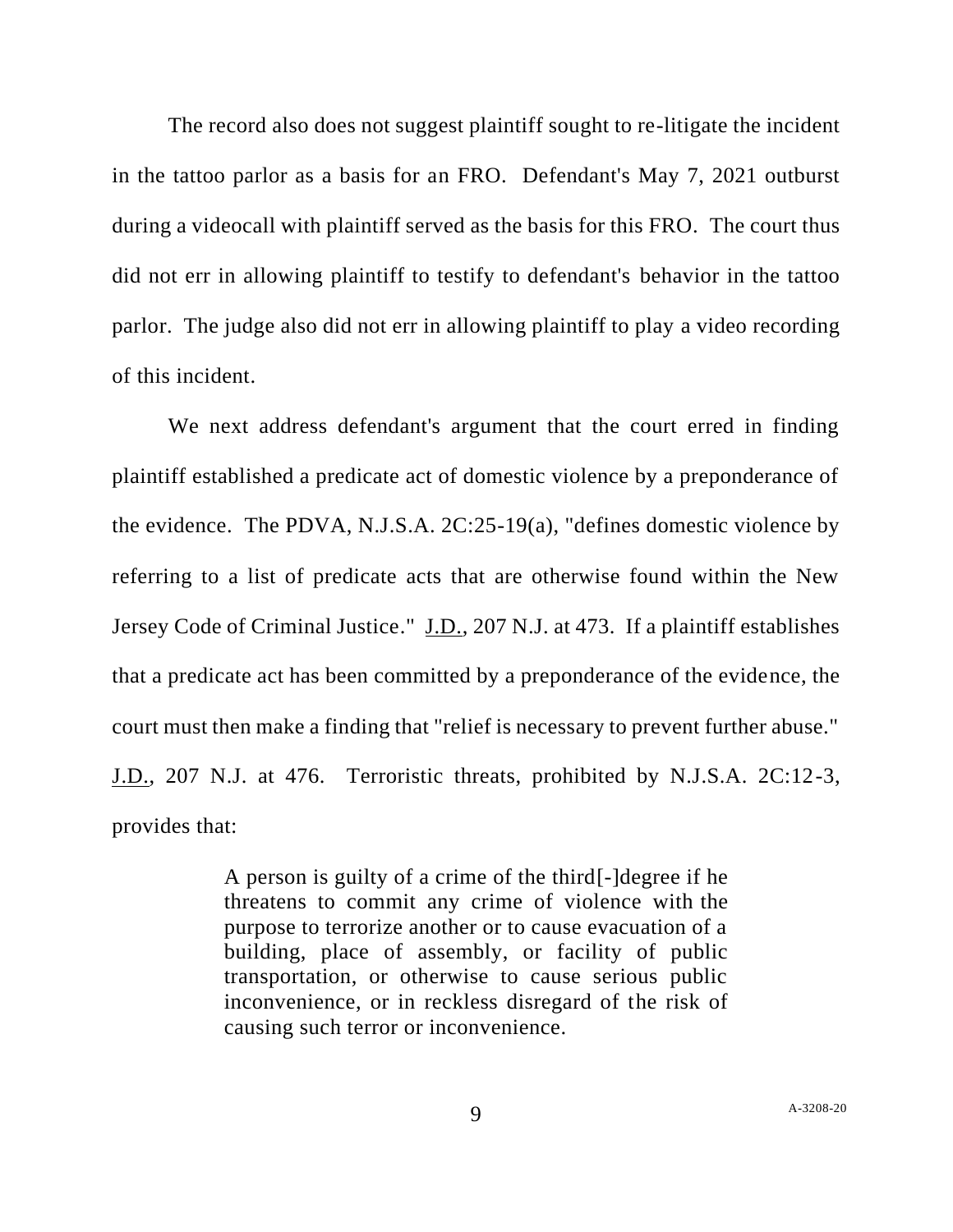The record also does not suggest plaintiff sought to re-litigate the incident in the tattoo parlor as a basis for an FRO. Defendant's May 7, 2021 outburst during a videocall with plaintiff served as the basis for this FRO. The court thus did not err in allowing plaintiff to testify to defendant's behavior in the tattoo parlor. The judge also did not err in allowing plaintiff to play a video recording of this incident.

We next address defendant's argument that the court erred in finding plaintiff established a predicate act of domestic violence by a preponderance of the evidence. The PDVA, N.J.S.A. 2C:25-19(a), "defines domestic violence by referring to a list of predicate acts that are otherwise found within the New Jersey Code of Criminal Justice." J.D., 207 N.J. at 473. If a plaintiff establishes that a predicate act has been committed by a preponderance of the evidence, the court must then make a finding that "relief is necessary to prevent further abuse." J.D., 207 N.J. at 476. Terroristic threats, prohibited by N.J.S.A. 2C:12-3, provides that:

> A person is guilty of a crime of the third[-]degree if he threatens to commit any crime of violence with the purpose to terrorize another or to cause evacuation of a building, place of assembly, or facility of public transportation, or otherwise to cause serious public inconvenience, or in reckless disregard of the risk of causing such terror or inconvenience.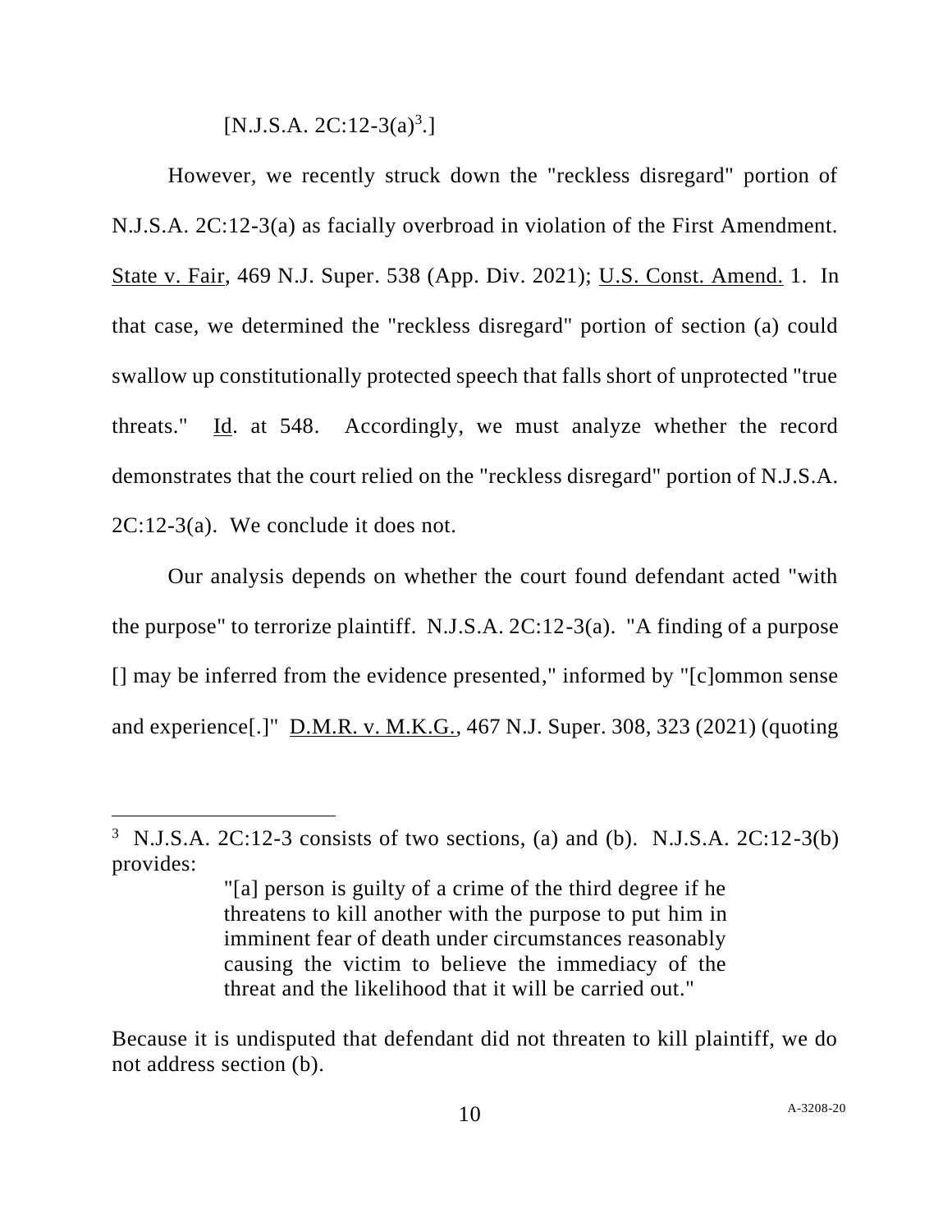[N.J.S.A. 2C:12-3(a)[3].]

However, we recently struck down the "reckless disregard" portion of N.J.S.A. 2C:12-3(a) as facially overbroad in violation of the First Amendment. State v. Fair, 469 N.J. Super. 538 (App. Div. 2021); U.S. Const. Amend. 1. In that case, we determined the "reckless disregard" portion of section (a) could swallow up constitutionally protected speech that falls short of unprotected "true threats." Id. at 548. Accordingly, we must analyze whether the record demonstrates that the court relied on the "reckless disregard" portion of N.J.S.A. 2C:12-3(a). We conclude it does not.

Our analysis depends on whether the court found defendant acted "with the purpose" to terrorize plaintiff. N.J.S.A. 2C:12-3(a). "A finding of a purpose [] may be inferred from the evidence presented," informed by "[c]ommon sense and experience[.]" D.M.R. v. M.K.G., 467 N.J. Super. 308, 323 (2021) (quoting

---

[3] N.J.S.A. 2C:12-3 consists of two sections, (a) and (b). N.J.S.A. 2C:12-3(b) provides:

> "[a] person is guilty of a crime of the third degree if he threatens to kill another with the purpose to put him in imminent fear of death under circumstances reasonably causing the victim to believe the immediacy of the threat and the likelihood that it will be carried out."

Because it is undisputed that defendant did not threaten to kill plaintiff, we do not address section (b).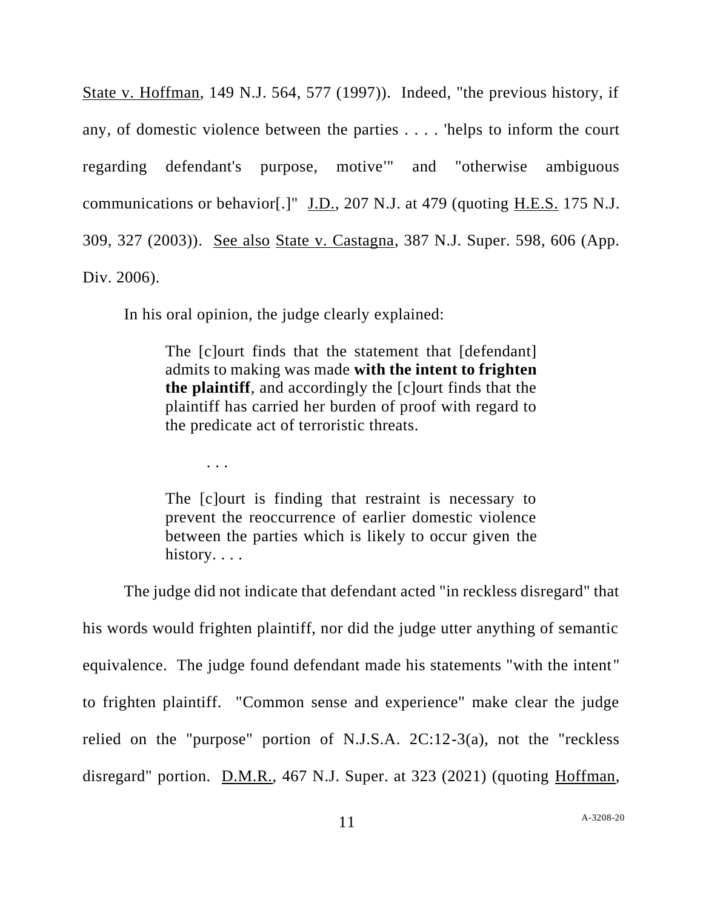State v. Hoffman, 149 N.J. 564, 577 (1997)). Indeed, "the previous history, if any, of domestic violence between the parties . . . . 'helps to inform the court regarding defendant's purpose, motive'" and "otherwise ambiguous communications or behavior[.]" J.D., 207 N.J. at 479 (quoting H.E.S. 175 N.J. 309, 327 (2003)). See also State v. Castagna, 387 N.J. Super. 598, 606 (App. Div. 2006).

In his oral opinion, the judge clearly explained:

> The [c]ourt finds that the statement that [defendant] admits to making was made **with the intent to frighten the plaintiff**, and accordingly the [c]ourt finds that the plaintiff has carried her burden of proof with regard to the predicate act of terroristic threats.
>
> . . .
>
> The [c]ourt is finding that restraint is necessary to prevent the reoccurrence of earlier domestic violence between the parties which is likely to occur given the history. . . .

The judge did not indicate that defendant acted "in reckless disregard" that his words would frighten plaintiff, nor did the judge utter anything of semantic equivalence. The judge found defendant made his statements "with the intent" to frighten plaintiff. "Common sense and experience" make clear the judge relied on the "purpose" portion of N.J.S.A. 2C:12-3(a), not the "reckless disregard" portion. D.M.R., 467 N.J. Super. at 323 (2021) (quoting Hoffman,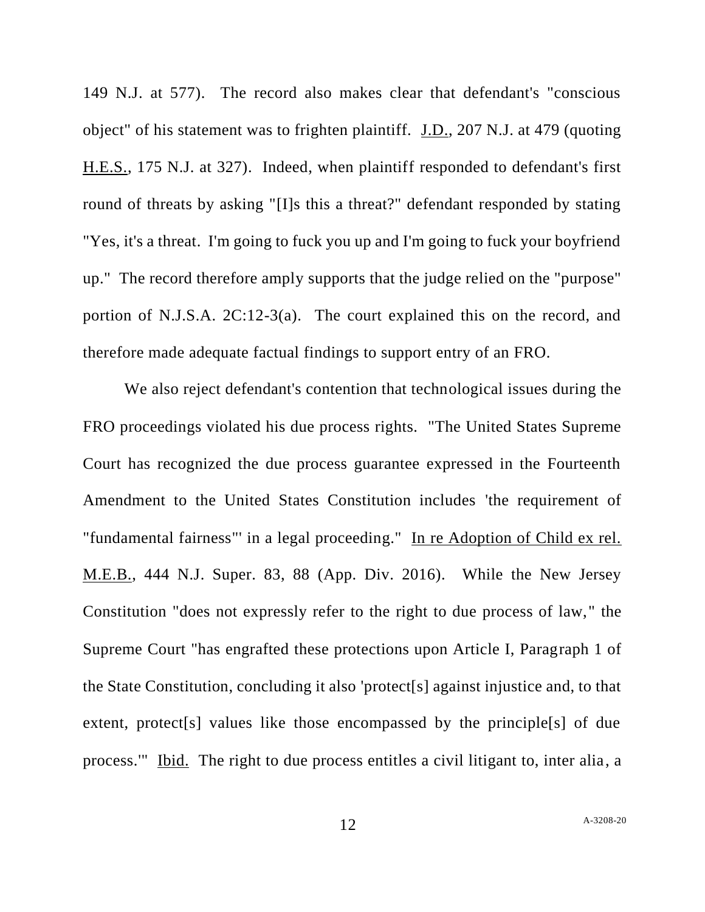149 N.J. at 577). The record also makes clear that defendant's "conscious object" of his statement was to frighten plaintiff. J.D., 207 N.J. at 479 (quoting H.E.S., 175 N.J. at 327). Indeed, when plaintiff responded to defendant's first round of threats by asking "[I]s this a threat?" defendant responded by stating "Yes, it's a threat. I'm going to fuck you up and I'm going to fuck your boyfriend up." The record therefore amply supports that the judge relied on the "purpose" portion of N.J.S.A. 2C:12-3(a). The court explained this on the record, and therefore made adequate factual findings to support entry of an FRO.

We also reject defendant's contention that technological issues during the FRO proceedings violated his due process rights. "The United States Supreme Court has recognized the due process guarantee expressed in the Fourteenth Amendment to the United States Constitution includes 'the requirement of "fundamental fairness"' in a legal proceeding." In re Adoption of Child ex rel. M.E.B., 444 N.J. Super. 83, 88 (App. Div. 2016). While the New Jersey Constitution "does not expressly refer to the right to due process of law," the Supreme Court "has engrafted these protections upon Article I, Paragraph 1 of the State Constitution, concluding it also 'protect[s] against injustice and, to that extent, protect[s] values like those encompassed by the principle[s] of due process.'" Ibid. The right to due process entitles a civil litigant to, inter alia, a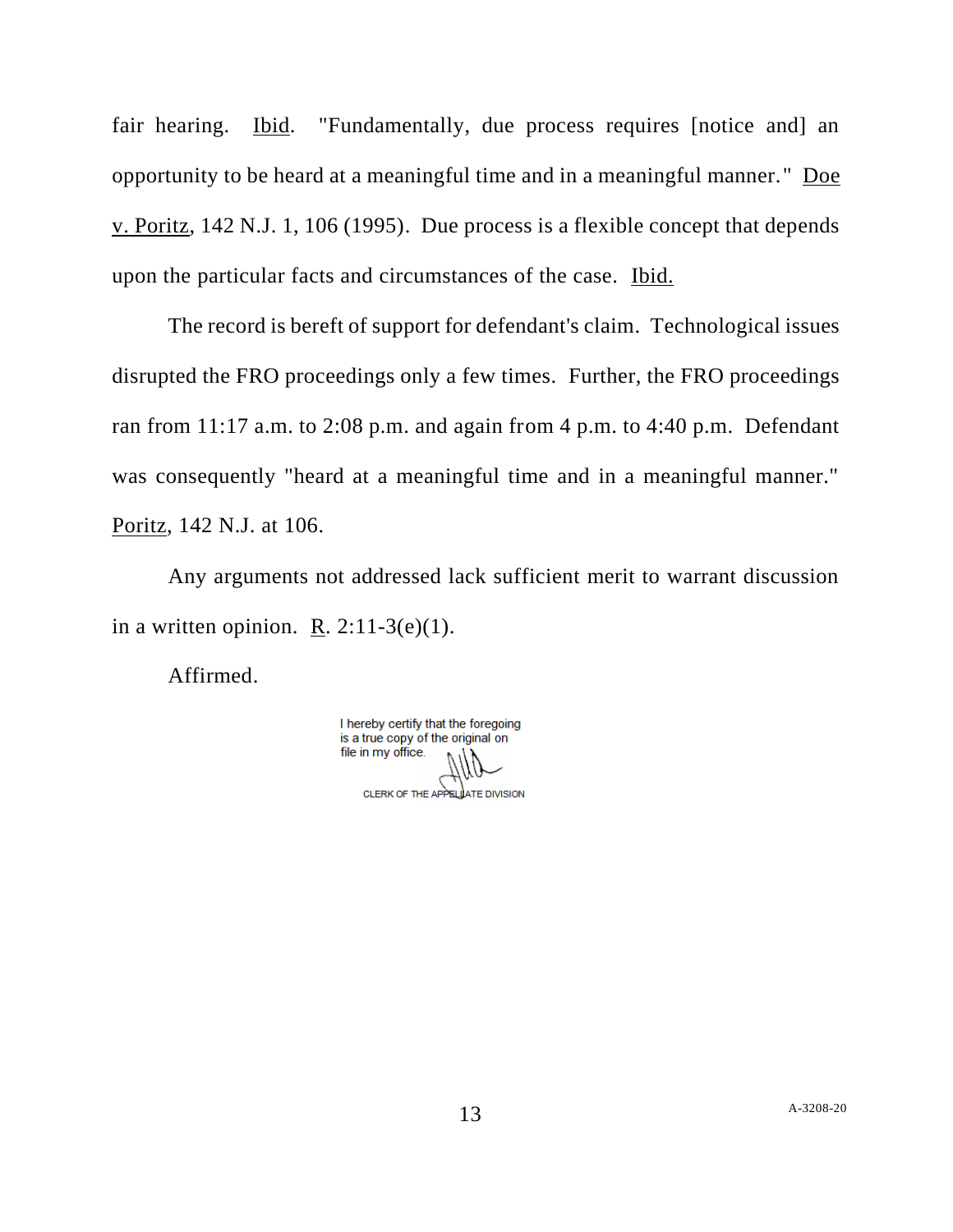fair hearing. Ibid. "Fundamentally, due process requires [notice and] an opportunity to be heard at a meaningful time and in a meaningful manner." Doe v. Poritz, 142 N.J. 1, 106 (1995). Due process is a flexible concept that depends upon the particular facts and circumstances of the case. Ibid.

The record is bereft of support for defendant's claim. Technological issues disrupted the FRO proceedings only a few times. Further, the FRO proceedings ran from 11:17 a.m. to 2:08 p.m. and again from 4 p.m. to 4:40 p.m. Defendant was consequently "heard at a meaningful time and in a meaningful manner." Poritz, 142 N.J. at 106.

Any arguments not addressed lack sufficient merit to warrant discussion in a written opinion. R. 2:11-3(e)(1).

Affirmed.

I hereby certify that the foregoing is a true copy of the original on file in my office.

CLERK OF THE APPELLATE DIVISION